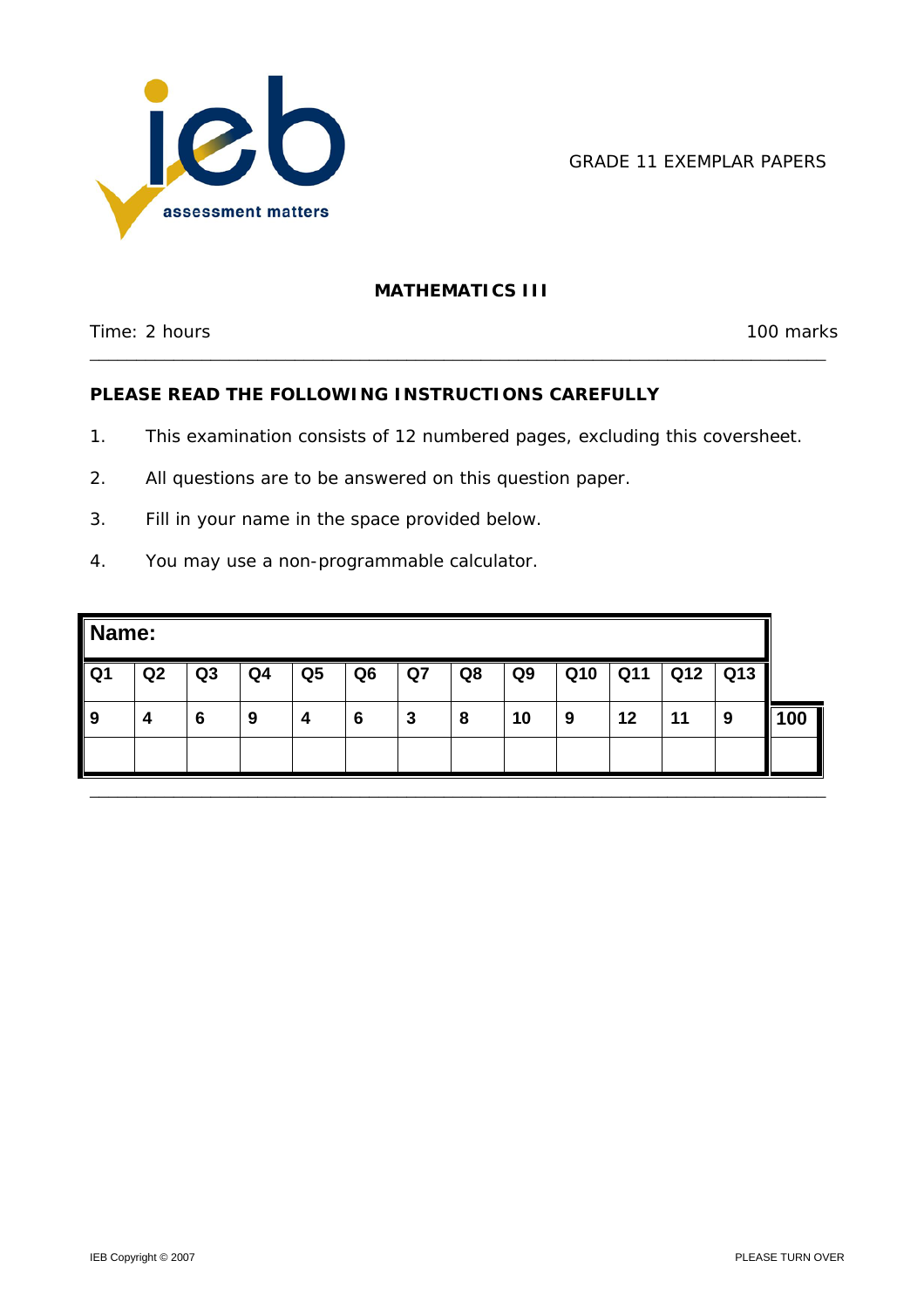GRADE 11 EXEMPLAR PAPERS

## MATHEMATICS III

Time: 2 hours | 100 marks

---

**PLEASE READ THE FOLLOWING INSTRUCTIONS CAREFULLY**

1. This examination consists of 12 numbered pages, excluding this coversheet.
2. All questions are to be answered on this question paper.
3. Fill in your name in the space provided below.
4. You may use a non-programmable calculator.

**Name:**

| Q1 | Q2 | Q3 | Q4 | Q5 | Q6 | Q7 | Q8 | Q9 | Q10 | Q11 | Q12 | Q13 | |
|---|---|---|---|---|---|---|---|---|---|---|---|---|---|
| 9 | 4 | 6 | 9 | 4 | 6 | 3 | 8 | 10 | 9 | 12 | 11 | 9 | 100 |
| | | | | | | | | | | | | | |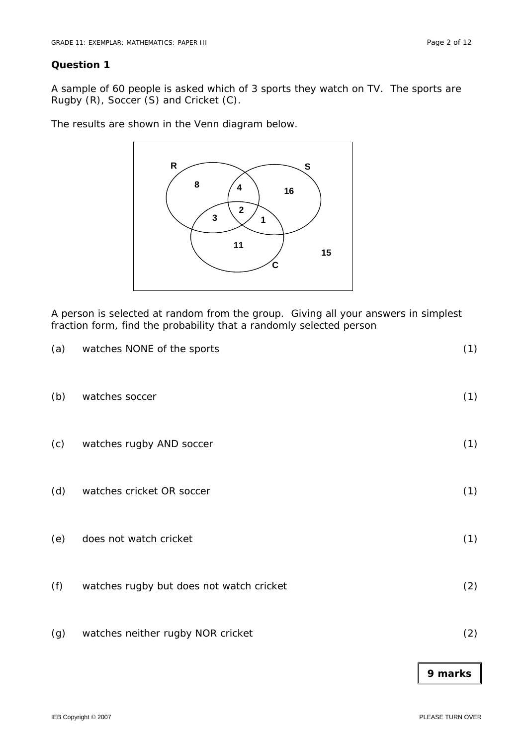### Question 1

A sample of 60 people is asked which of 3 sports they watch on TV. The sports are Rugby (R), Soccer (S) and Cricket (C).

The results are shown in the Venn diagram below.

A person is selected at random from the group. Giving all your answers in simplest fraction form, find the probability that a randomly selected person

(a) watches NONE of the sports (1)

(b) watches soccer (1)

(c) watches rugby AND soccer (1)

(d) watches cricket OR soccer (1)

(e) does not watch cricket (1)

(f) watches rugby but does not watch cricket (2)

(g) watches neither rugby NOR cricket (2)

**9 marks**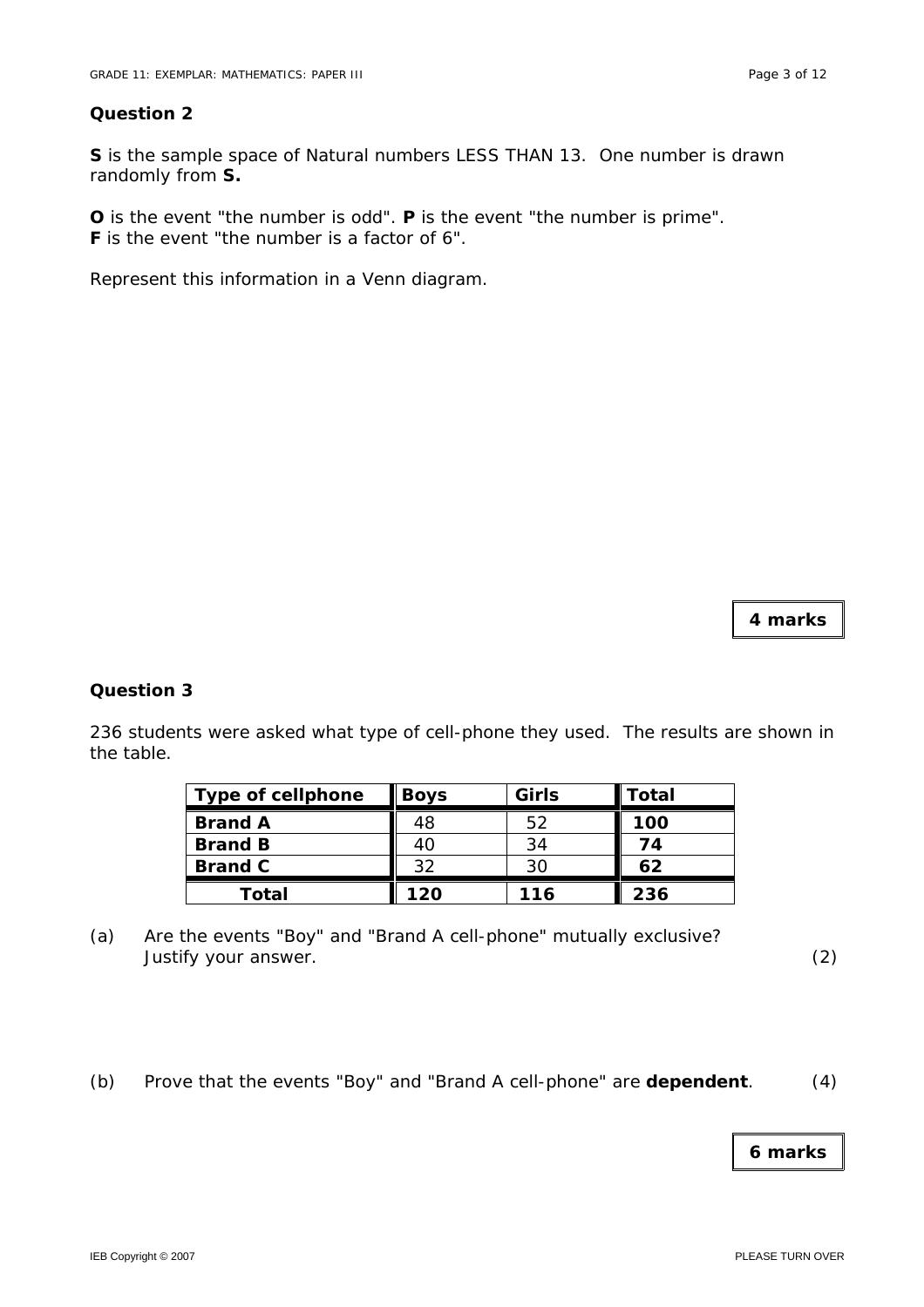**Question 2**

**S** is the sample space of Natural numbers LESS THAN 13. One number is drawn randomly from **S.**

**O** is the event "the number is odd". **P** is the event "the number is prime".
**F** is the event "the number is a factor of 6".

Represent this information in a Venn diagram.

**4 marks**

**Question 3**

236 students were asked what type of cell-phone they used. The results are shown in the table.

| Type of cellphone | Boys | Girls | Total |
|---|---|---|---|
| **Brand A** | 48 | 52 | **100** |
| **Brand B** | 40 | 34 | **74** |
| **Brand C** | 32 | 30 | **62** |
| **Total** | **120** | **116** | **236** |

(a) Are the events "Boy" and "Brand A cell-phone" mutually exclusive? Justify your answer. (2)

(b) Prove that the events "Boy" and "Brand A cell-phone" are **dependent**. (4)

**6 marks**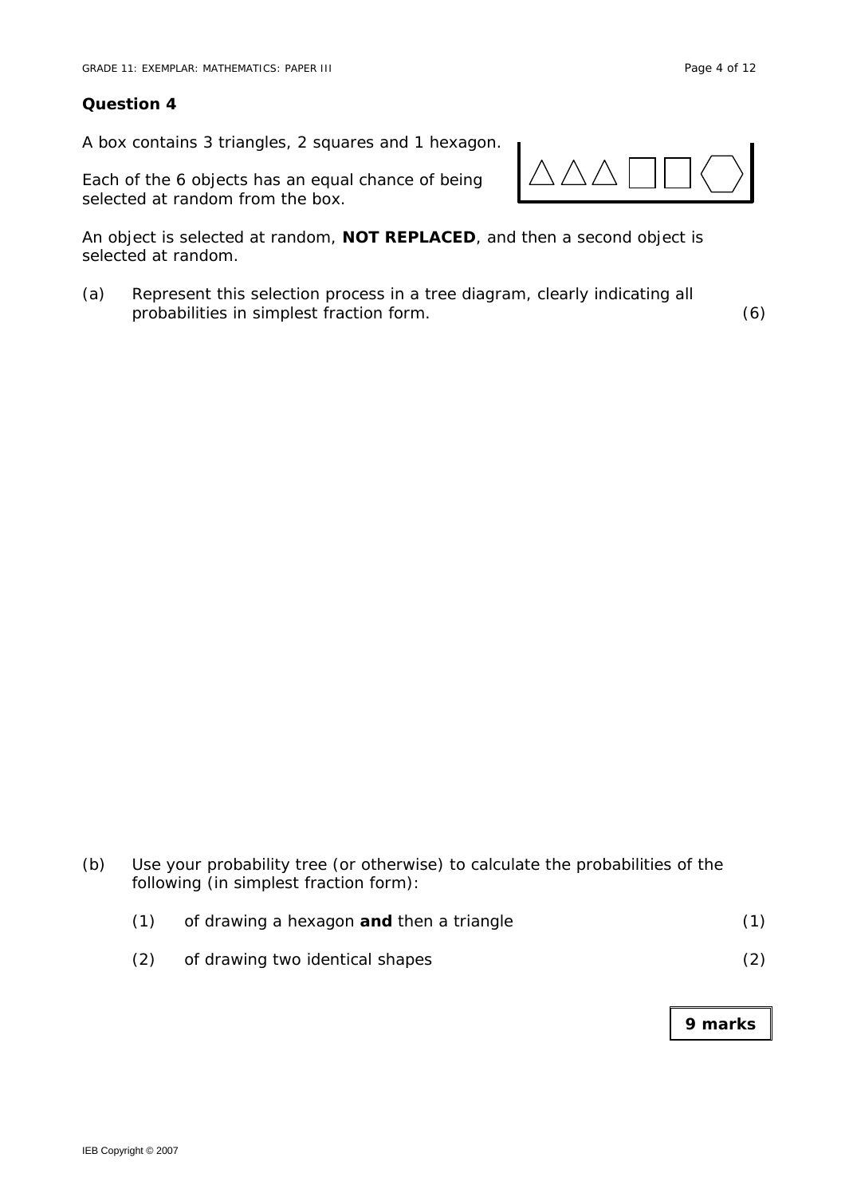## Question 4

A box contains 3 triangles, 2 squares and 1 hexagon.

Each of the 6 objects has an equal chance of being selected at random from the box.

An object is selected at random, **NOT REPLACED**, and then a second object is selected at random.

(a) Represent this selection process in a tree diagram, clearly indicating all probabilities in simplest fraction form. (6)

(b) Use your probability tree (or otherwise) to calculate the probabilities of the following (in simplest fraction form):

(1) of drawing a hexagon **and** then a triangle (1)

(2) of drawing two identical shapes (2)

**9 marks**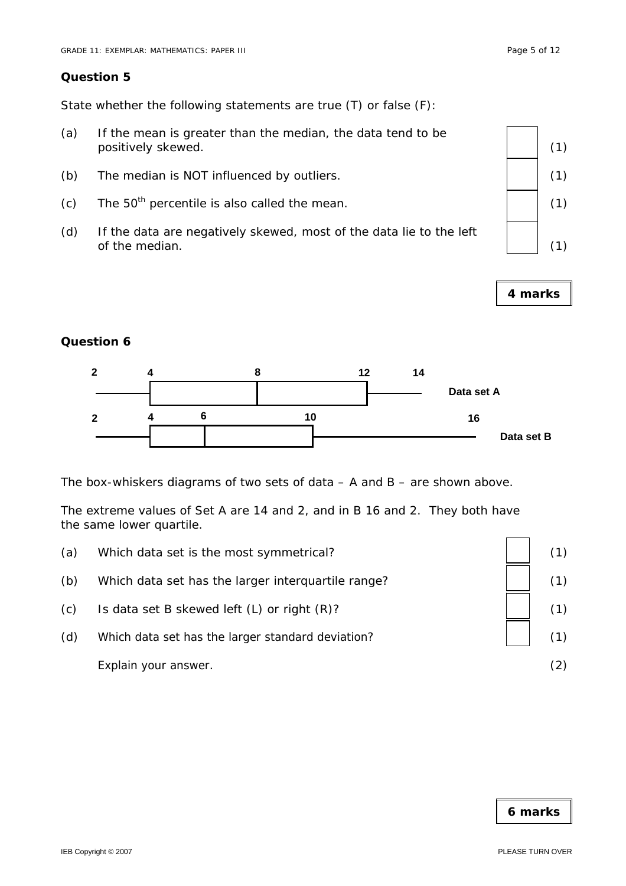## Question 5

State whether the following statements are true (T) or false (F):

(a) If the mean is greater than the median, the data tend to be positively skewed. (1)

(b) The median is NOT influenced by outliers. (1)

(c) The $50^{th}$ percentile is also called the mean. (1)

(d) If the data are negatively skewed, most of the data lie to the left of the median. (1)

**4 marks**

## Question 6

Data set A: 2, 4, 8, 12, 14

Data set B: 2, 4, 6, 10, 16

The box-whiskers diagrams of two sets of data – A and B – are shown above.

The extreme values of Set A are 14 and 2, and in B 16 and 2. They both have the same lower quartile.

(a) Which data set is the most symmetrical? (1)

(b) Which data set has the larger interquartile range? (1)

(c) Is data set B skewed left (L) or right (R)? (1)

(d) Which data set has the larger standard deviation? (1)

Explain your answer. (2)

**6 marks**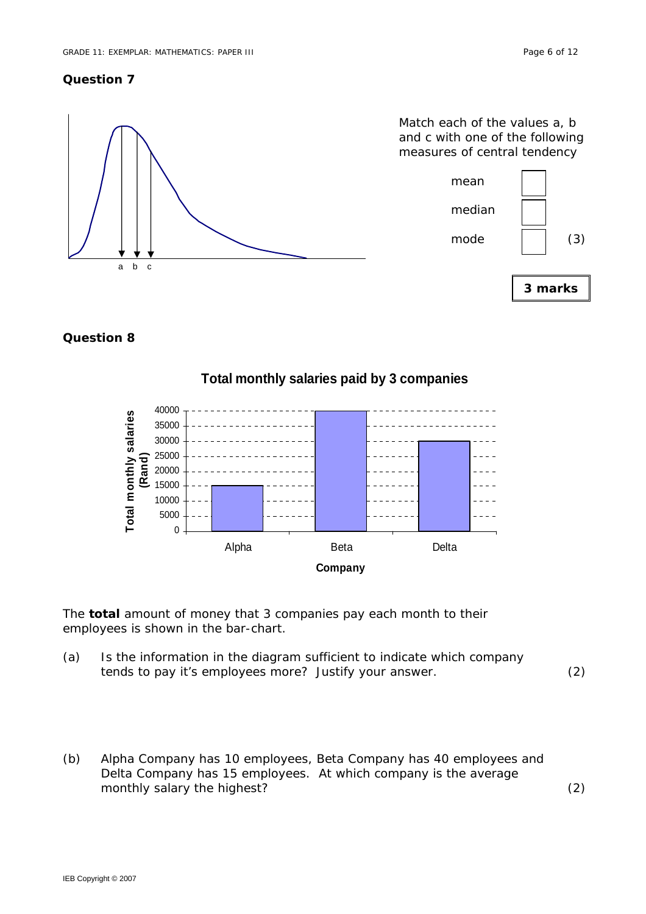## Question 7

Match each of the values a, b and c with one of the following measures of central tendency

| | | |
|---|---|---|
| mean | | |
| median | | |
| mode | | (3) |

**3 marks**

## Question 8

The **total** amount of money that 3 companies pay each month to their employees is shown in the bar-chart.

(a) Is the information in the diagram sufficient to indicate which company tends to pay it's employees more? Justify your answer. (2)

(b) Alpha Company has 10 employees, Beta Company has 40 employees and Delta Company has 15 employees. At which company is the average monthly salary the highest? (2)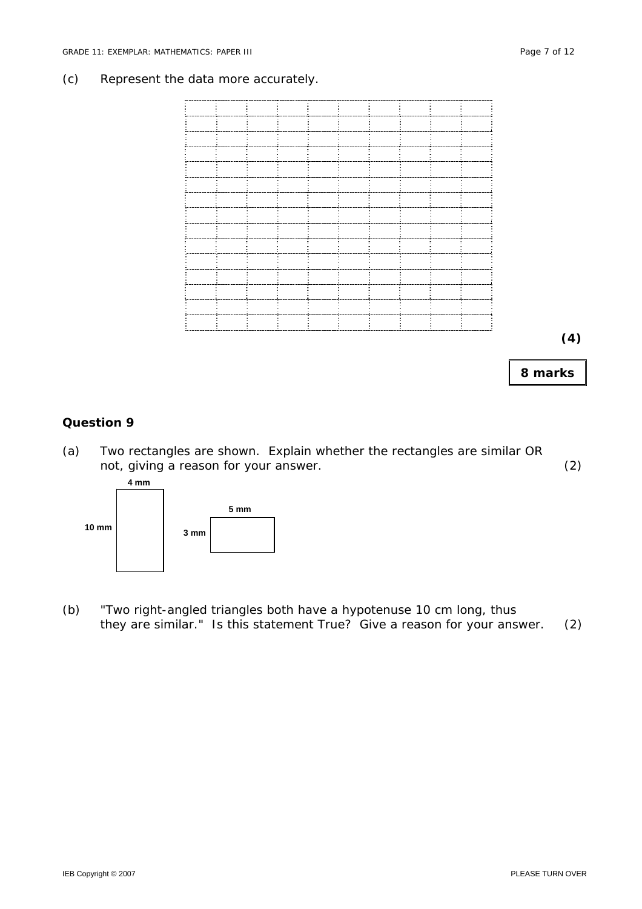(c) Represent the data more accurately.

**(4)**

**8 marks**

### Question 9

(a) Two rectangles are shown. Explain whether the rectangles are similar OR not, giving a reason for your answer. (2)

4 mm

10 mm

5 mm

3 mm

(b) "Two right-angled triangles both have a hypotenuse 10 cm long, thus they are similar." Is this statement True? Give a reason for your answer. (2)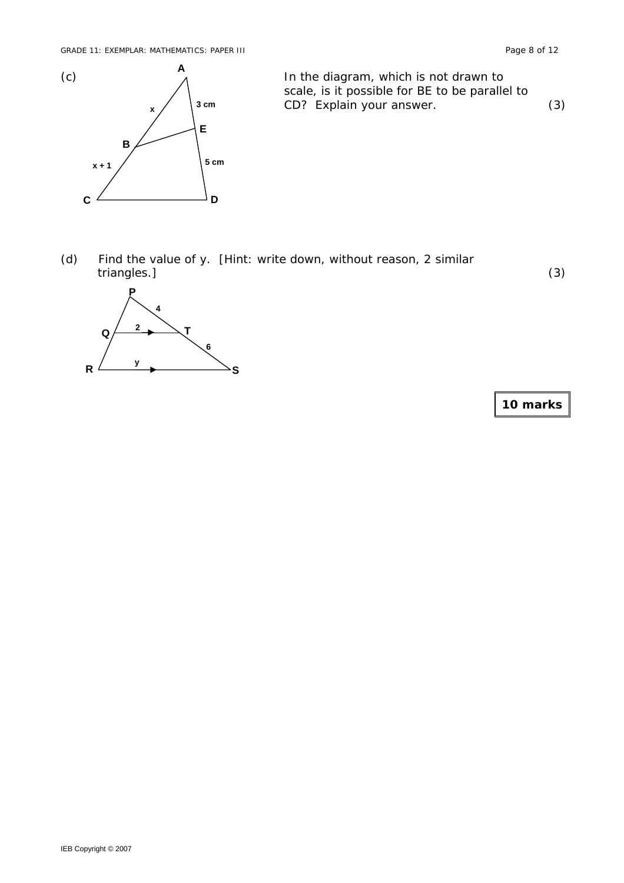(c) In the diagram, which is not drawn to scale, is it possible for BE to be parallel to CD? Explain your answer. (3)

(d) Find the value of y. [Hint: write down, without reason, 2 similar triangles.] (3)

**10 marks**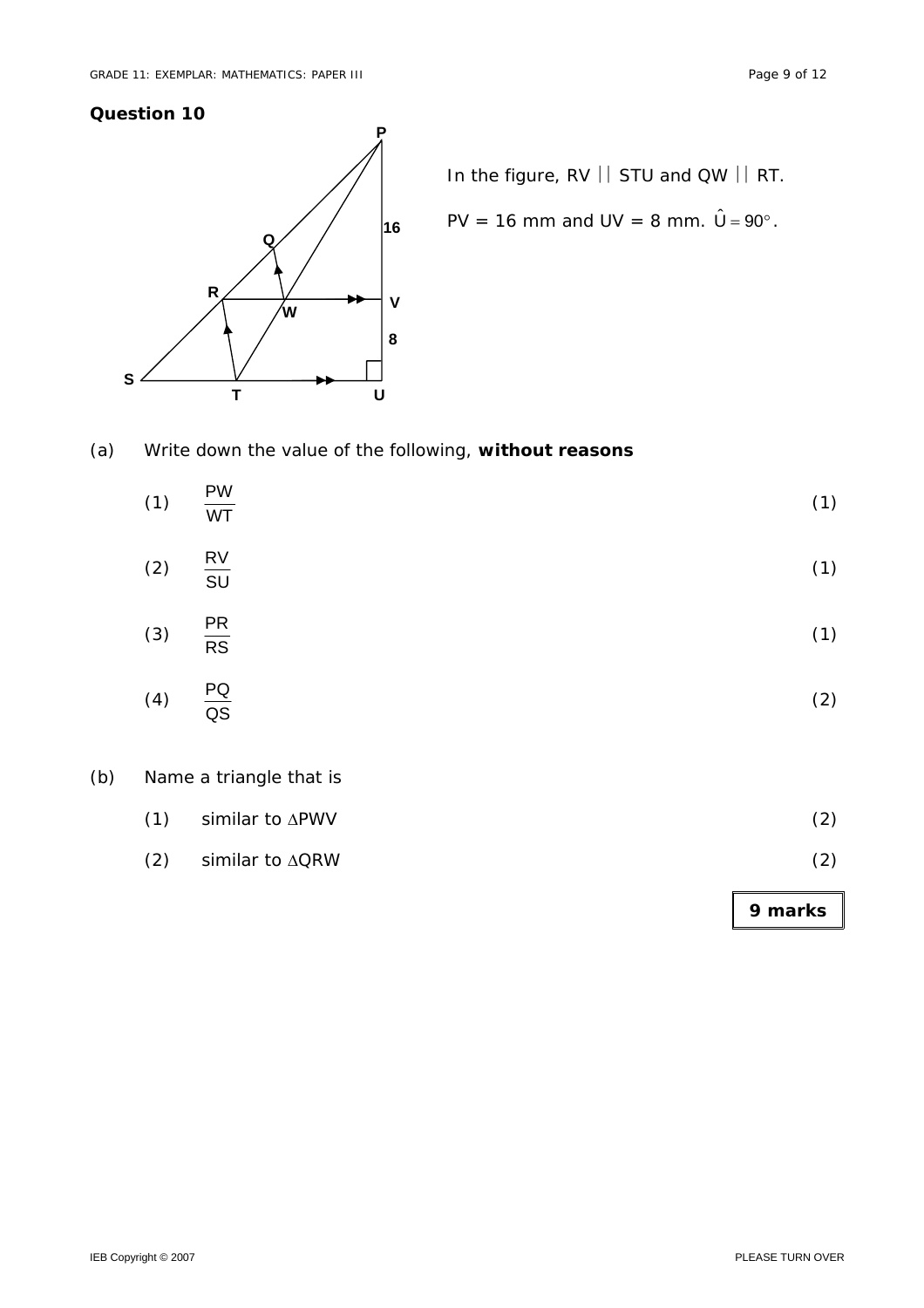## Question 10

In the figure, RV || STU and QW || RT.

PV = 16 mm and UV = 8 mm. $\hat{U} = 90°$.

(a) Write down the value of the following, **without reasons**

(1) $\frac{PW}{WT}$ (1)

(2) $\frac{RV}{SU}$ (1)

(3) $\frac{PR}{RS}$ (1)

(4) $\frac{PQ}{QS}$ (2)

(b) Name a triangle that is

(1) similar to $\triangle PWV$ (2)

(2) similar to $\triangle QRW$ (2)

**9 marks**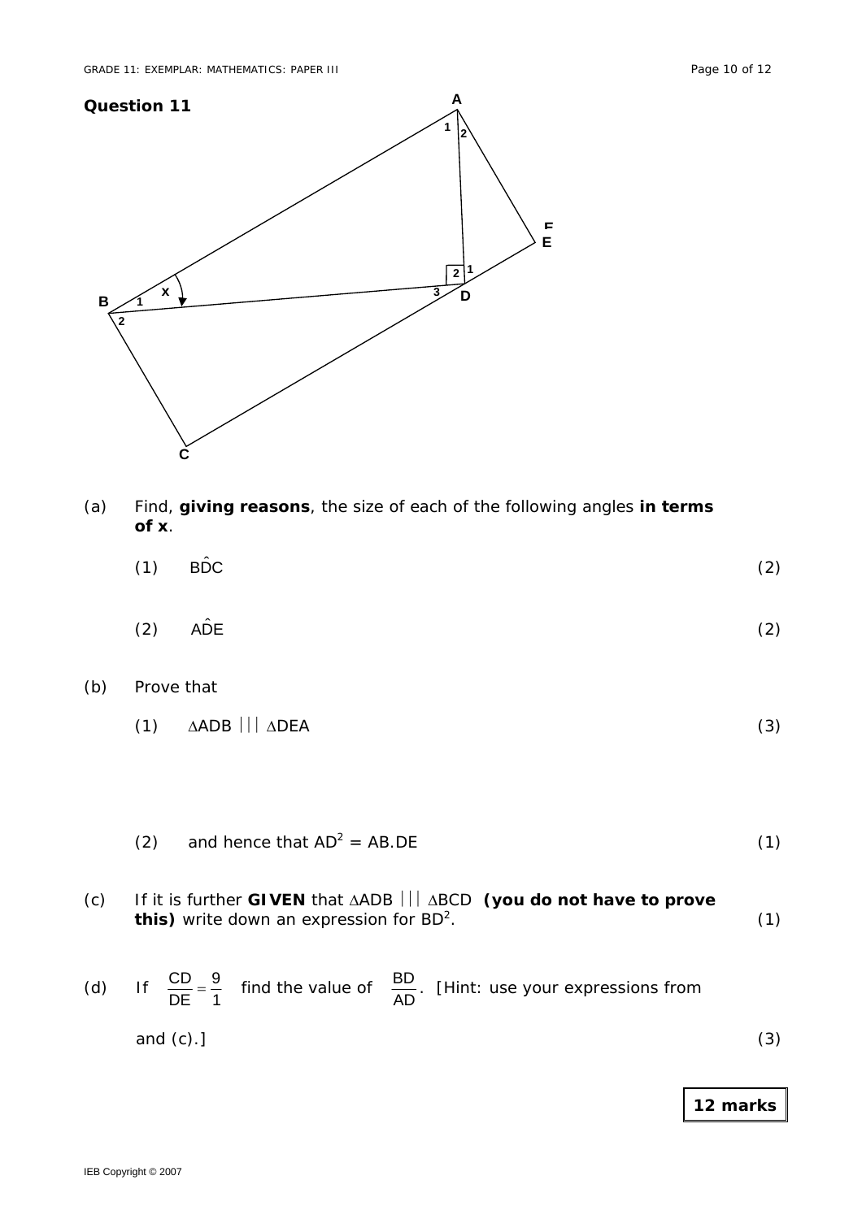## Question 11

(a) Find, **giving reasons**, the size of each of the following angles **in terms of x**.

(1) $B\hat{D}C$ (2)

(2) $A\hat{D}E$ (2)

(b) Prove that

(1) $\Delta ADB \;|||\; \Delta DEA$ (3)

(2) and hence that $AD^2 = AB.DE$ (1)

(c) If it is further **GIVEN** that $\Delta ADB \;|||\; \Delta BCD$ **(you do not have to prove this)** write down an expression for $BD^2$. (1)

(d) If $\frac{CD}{DE} = \frac{9}{1}$ find the value of $\frac{BD}{AD}$. [Hint: use your expressions from and (c).] (3)

**12 marks**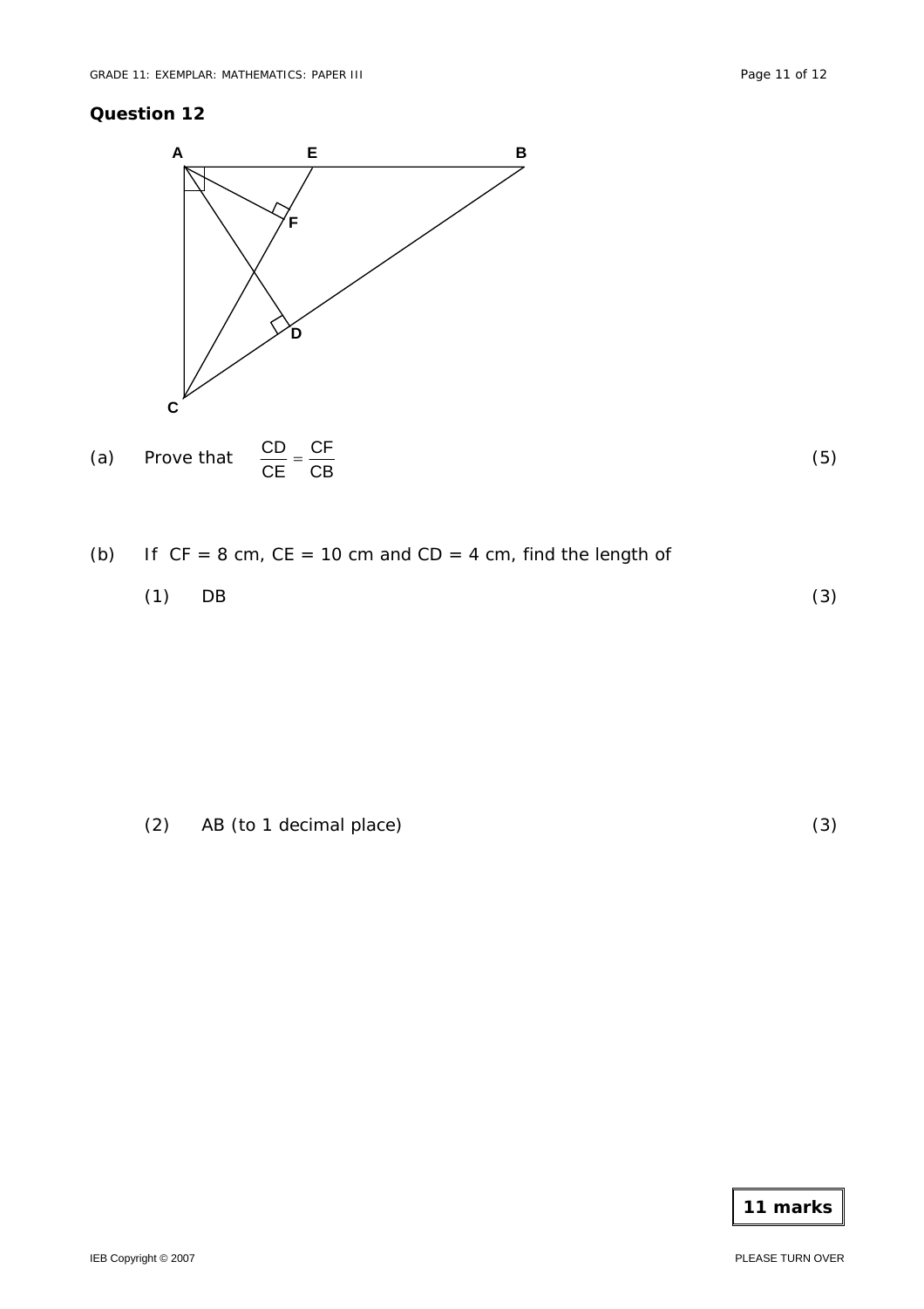## Question 12

(a) Prove that $\frac{CD}{CE} = \frac{CF}{CB}$ (5)

(b) If CF = 8 cm, CE = 10 cm and CD = 4 cm, find the length of

(1) DB (3)

(2) AB (to 1 decimal place) (3)

**11 marks**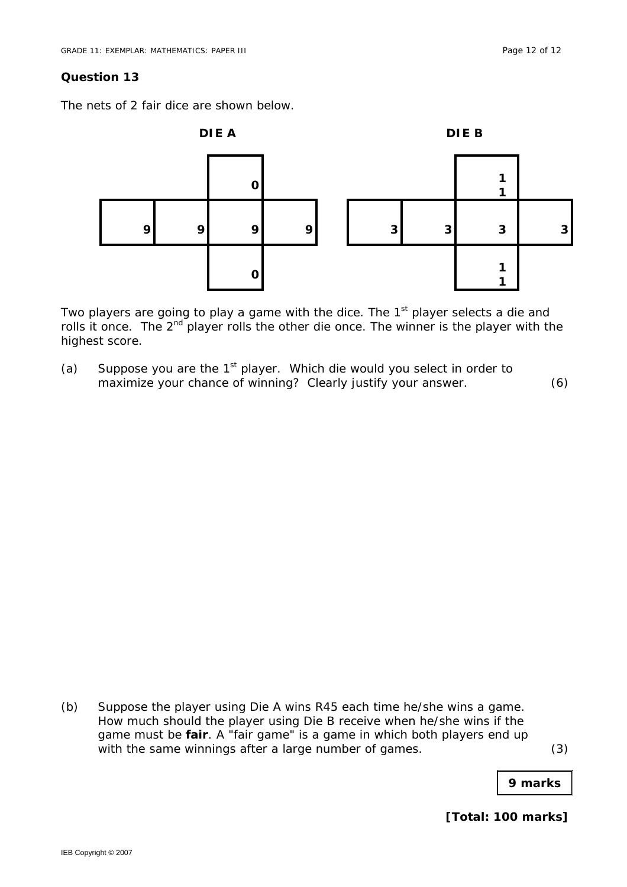## Question 13

The nets of 2 fair dice are shown below.

**DIE A**

|   |   | 0 |   |
|---|---|---|---|
| 9 | 9 | 9 | 9 |
|   |   | 0 |   |

**DIE B**

|   |   | 11 |   |
|---|---|---|---|
| 3 | 3 | 3 | 3 |
|   |   | 11 |   |

Two players are going to play a game with the dice. The 1st player selects a die and rolls it once. The 2nd player rolls the other die once. The winner is the player with the highest score.

(a) Suppose you are the 1st player. Which die would you select in order to maximize your chance of winning? Clearly justify your answer. (6)

(b) Suppose the player using Die A wins R45 each time he/she wins a game. How much should the player using Die B receive when he/she wins if the game must be **fair**. A "fair game" is a game in which both players end up with the same winnings after a large number of games. (3)

**9 marks**

**[Total: 100 marks]**